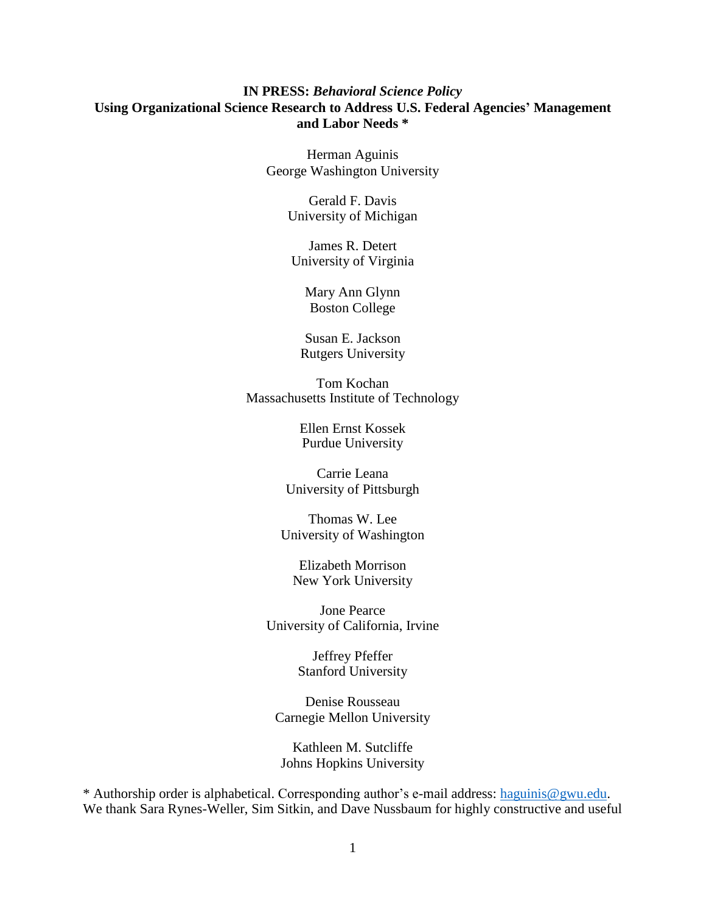**IN PRESS:** ***Behavioral Science Policy***

# Using Organizational Science Research to Address U.S. Federal Agencies' Management and Labor Needs *

Herman Aguinis
George Washington University

Gerald F. Davis
University of Michigan

James R. Detert
University of Virginia

Mary Ann Glynn
Boston College

Susan E. Jackson
Rutgers University

Tom Kochan
Massachusetts Institute of Technology

Ellen Ernst Kossek
Purdue University

Carrie Leana
University of Pittsburgh

Thomas W. Lee
University of Washington

Elizabeth Morrison
New York University

Jone Pearce
University of California, Irvine

Jeffrey Pfeffer
Stanford University

Denise Rousseau
Carnegie Mellon University

Kathleen M. Sutcliffe
Johns Hopkins University

* Authorship order is alphabetical. Corresponding author's e-mail address: haguinis@gwu.edu. We thank Sara Rynes-Weller, Sim Sitkin, and Dave Nussbaum for highly constructive and useful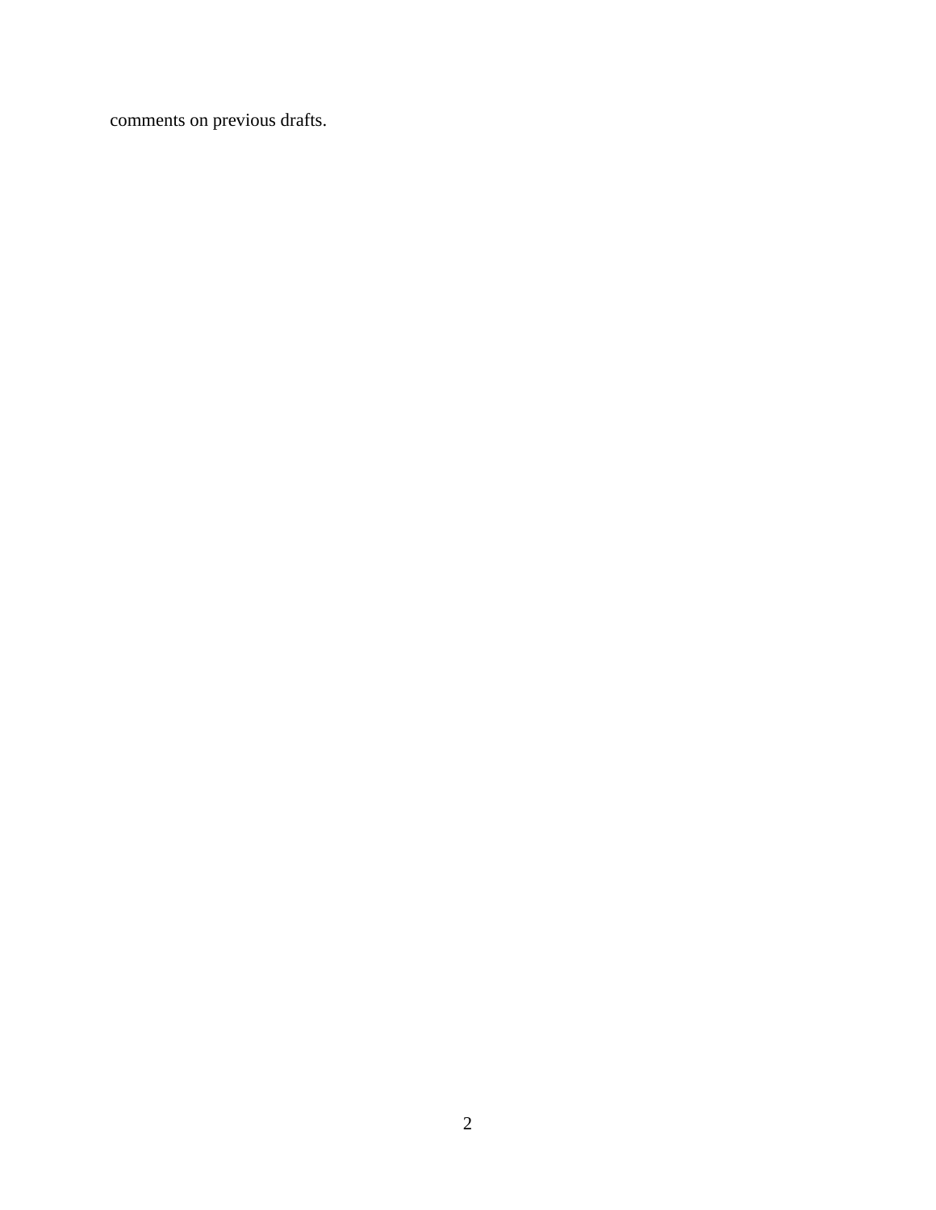comments on previous drafts.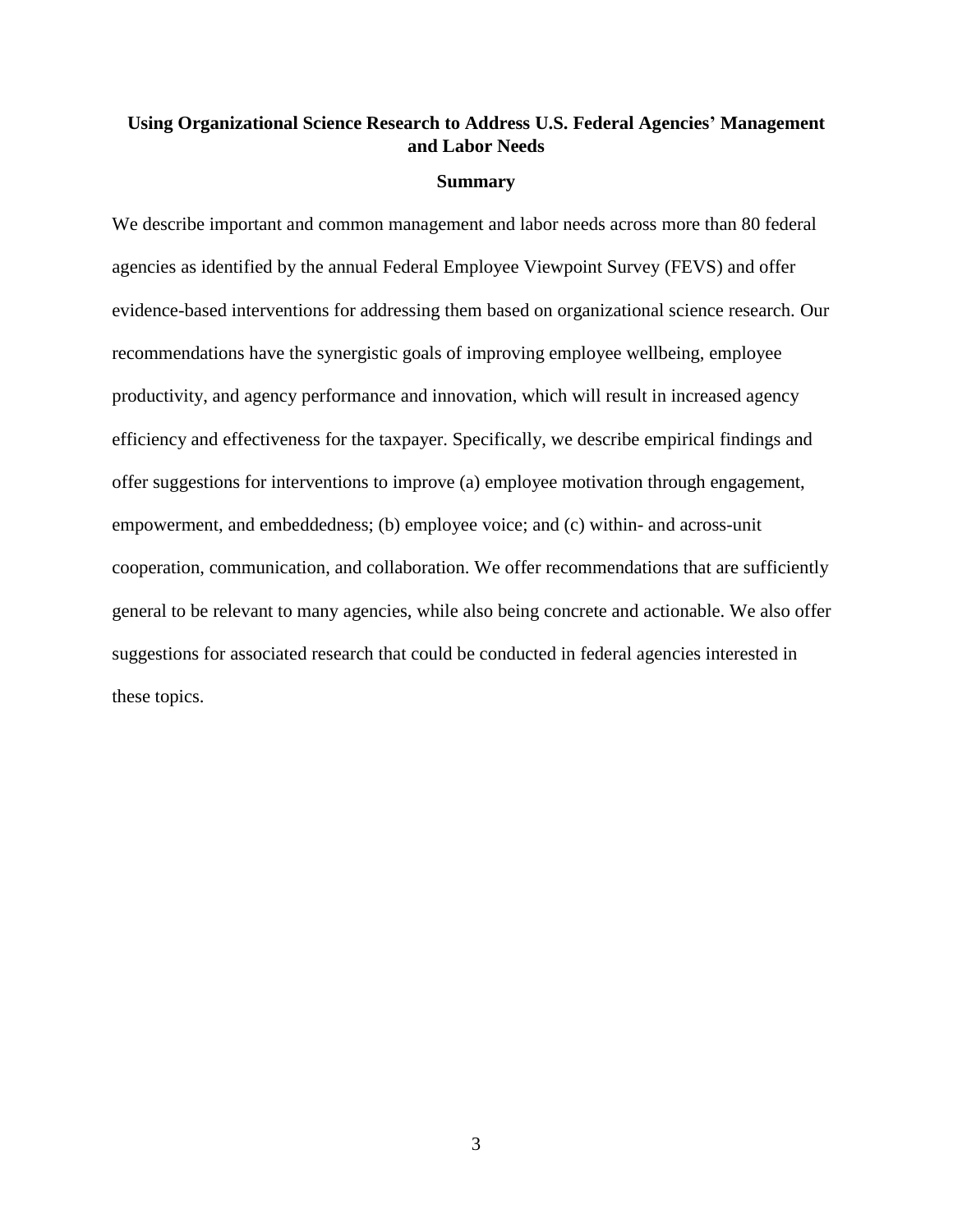# Using Organizational Science Research to Address U.S. Federal Agencies' Management and Labor Needs

## Summary

We describe important and common management and labor needs across more than 80 federal agencies as identified by the annual Federal Employee Viewpoint Survey (FEVS) and offer evidence-based interventions for addressing them based on organizational science research. Our recommendations have the synergistic goals of improving employee wellbeing, employee productivity, and agency performance and innovation, which will result in increased agency efficiency and effectiveness for the taxpayer. Specifically, we describe empirical findings and offer suggestions for interventions to improve (a) employee motivation through engagement, empowerment, and embeddedness; (b) employee voice; and (c) within- and across-unit cooperation, communication, and collaboration. We offer recommendations that are sufficiently general to be relevant to many agencies, while also being concrete and actionable. We also offer suggestions for associated research that could be conducted in federal agencies interested in these topics.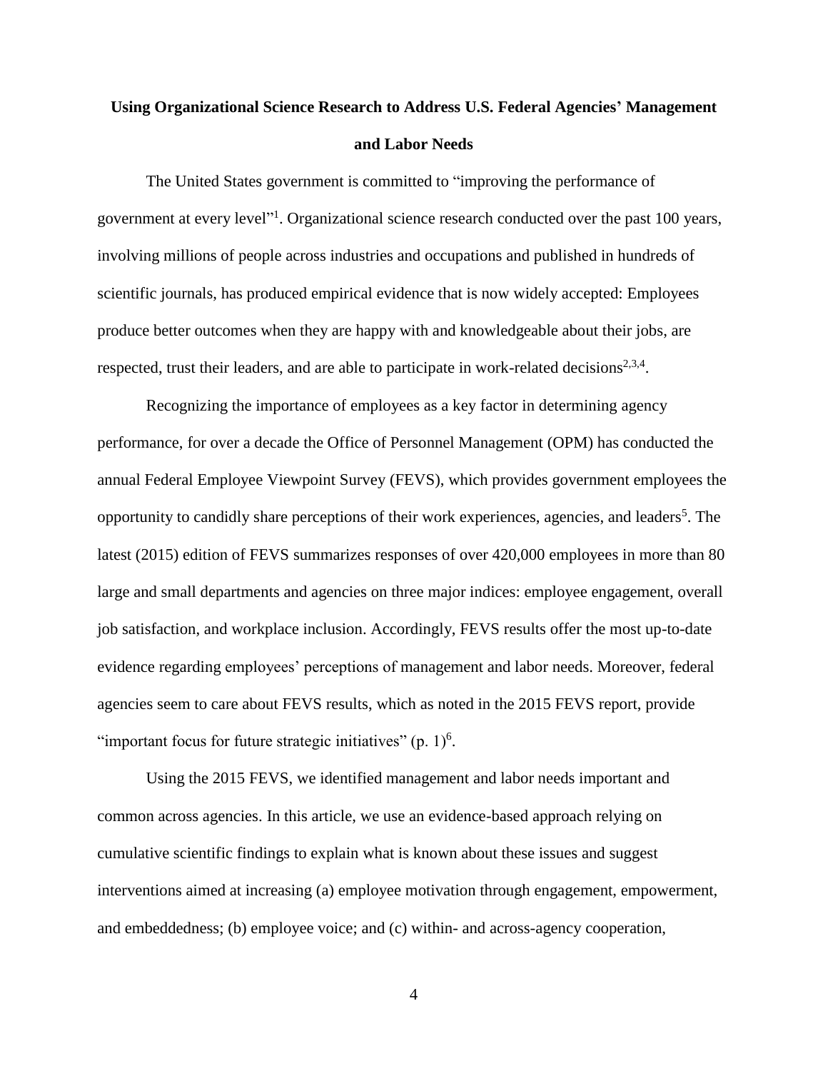# Using Organizational Science Research to Address U.S. Federal Agencies' Management and Labor Needs

The United States government is committed to "improving the performance of government at every level"[1]. Organizational science research conducted over the past 100 years, involving millions of people across industries and occupations and published in hundreds of scientific journals, has produced empirical evidence that is now widely accepted: Employees produce better outcomes when they are happy with and knowledgeable about their jobs, are respected, trust their leaders, and are able to participate in work-related decisions[2,3,4].

Recognizing the importance of employees as a key factor in determining agency performance, for over a decade the Office of Personnel Management (OPM) has conducted the annual Federal Employee Viewpoint Survey (FEVS), which provides government employees the opportunity to candidly share perceptions of their work experiences, agencies, and leaders[5]. The latest (2015) edition of FEVS summarizes responses of over 420,000 employees in more than 80 large and small departments and agencies on three major indices: employee engagement, overall job satisfaction, and workplace inclusion. Accordingly, FEVS results offer the most up-to-date evidence regarding employees' perceptions of management and labor needs. Moreover, federal agencies seem to care about FEVS results, which as noted in the 2015 FEVS report, provide "important focus for future strategic initiatives" (p. 1)[6].

Using the 2015 FEVS, we identified management and labor needs important and common across agencies. In this article, we use an evidence-based approach relying on cumulative scientific findings to explain what is known about these issues and suggest interventions aimed at increasing (a) employee motivation through engagement, empowerment, and embeddedness; (b) employee voice; and (c) within- and across-agency cooperation,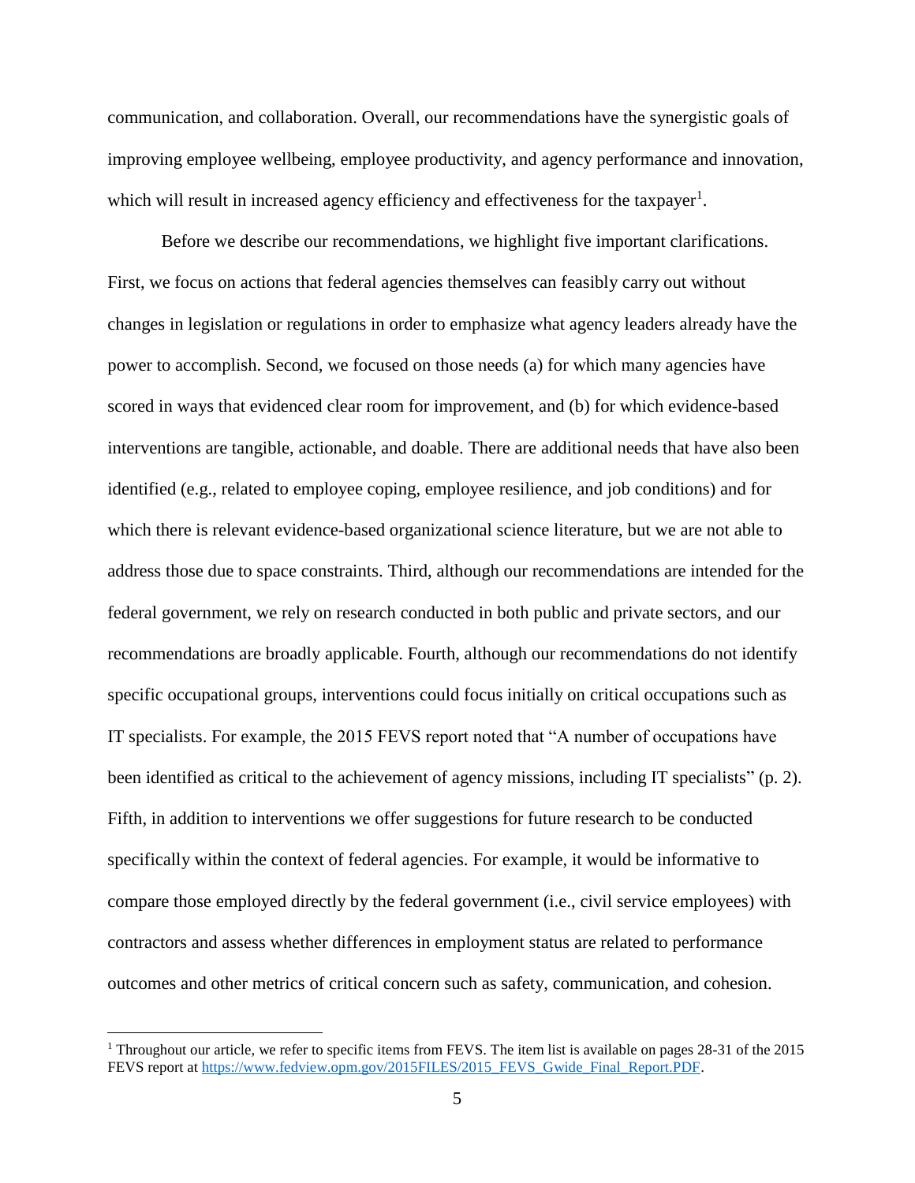communication, and collaboration. Overall, our recommendations have the synergistic goals of improving employee wellbeing, employee productivity, and agency performance and innovation, which will result in increased agency efficiency and effectiveness for the taxpayer[1].

Before we describe our recommendations, we highlight five important clarifications. First, we focus on actions that federal agencies themselves can feasibly carry out without changes in legislation or regulations in order to emphasize what agency leaders already have the power to accomplish. Second, we focused on those needs (a) for which many agencies have scored in ways that evidenced clear room for improvement, and (b) for which evidence-based interventions are tangible, actionable, and doable. There are additional needs that have also been identified (e.g., related to employee coping, employee resilience, and job conditions) and for which there is relevant evidence-based organizational science literature, but we are not able to address those due to space constraints. Third, although our recommendations are intended for the federal government, we rely on research conducted in both public and private sectors, and our recommendations are broadly applicable. Fourth, although our recommendations do not identify specific occupational groups, interventions could focus initially on critical occupations such as IT specialists. For example, the 2015 FEVS report noted that "A number of occupations have been identified as critical to the achievement of agency missions, including IT specialists" (p. 2). Fifth, in addition to interventions we offer suggestions for future research to be conducted specifically within the context of federal agencies. For example, it would be informative to compare those employed directly by the federal government (i.e., civil service employees) with contractors and assess whether differences in employment status are related to performance outcomes and other metrics of critical concern such as safety, communication, and cohesion.

[1] Throughout our article, we refer to specific items from FEVS. The item list is available on pages 28-31 of the 2015 FEVS report at https://www.fedview.opm.gov/2015FILES/2015_FEVS_Gwide_Final_Report.PDF.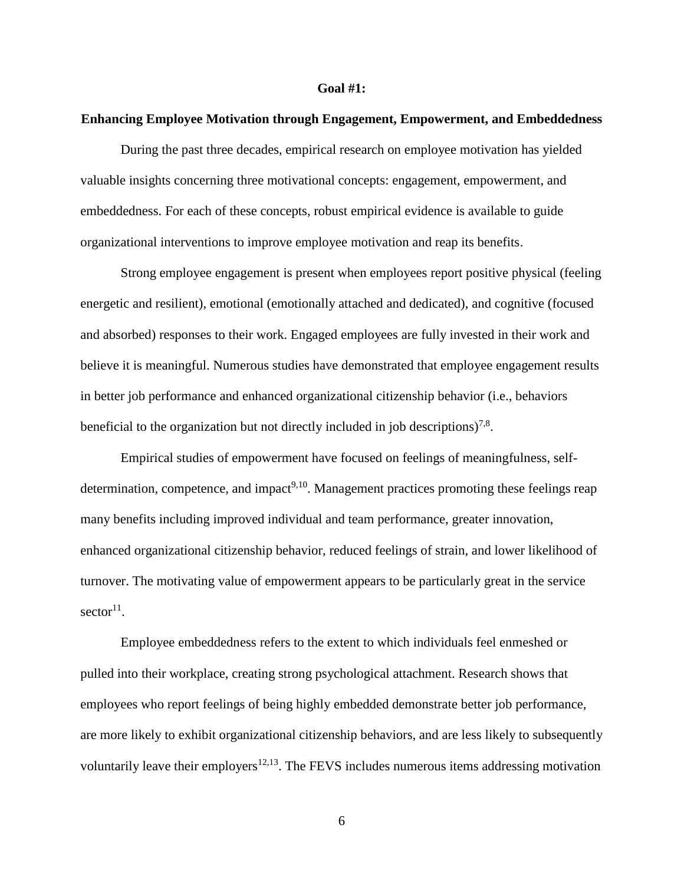## Goal #1:

## Enhancing Employee Motivation through Engagement, Empowerment, and Embeddedness

During the past three decades, empirical research on employee motivation has yielded valuable insights concerning three motivational concepts: engagement, empowerment, and embeddedness. For each of these concepts, robust empirical evidence is available to guide organizational interventions to improve employee motivation and reap its benefits.

Strong employee engagement is present when employees report positive physical (feeling energetic and resilient), emotional (emotionally attached and dedicated), and cognitive (focused and absorbed) responses to their work. Engaged employees are fully invested in their work and believe it is meaningful. Numerous studies have demonstrated that employee engagement results in better job performance and enhanced organizational citizenship behavior (i.e., behaviors beneficial to the organization but not directly included in job descriptions)[7,8].

Empirical studies of empowerment have focused on feelings of meaningfulness, self-determination, competence, and impact[9,10]. Management practices promoting these feelings reap many benefits including improved individual and team performance, greater innovation, enhanced organizational citizenship behavior, reduced feelings of strain, and lower likelihood of turnover. The motivating value of empowerment appears to be particularly great in the service sector[11].

Employee embeddedness refers to the extent to which individuals feel enmeshed or pulled into their workplace, creating strong psychological attachment. Research shows that employees who report feelings of being highly embedded demonstrate better job performance, are more likely to exhibit organizational citizenship behaviors, and are less likely to subsequently voluntarily leave their employers[12,13]. The FEVS includes numerous items addressing motivation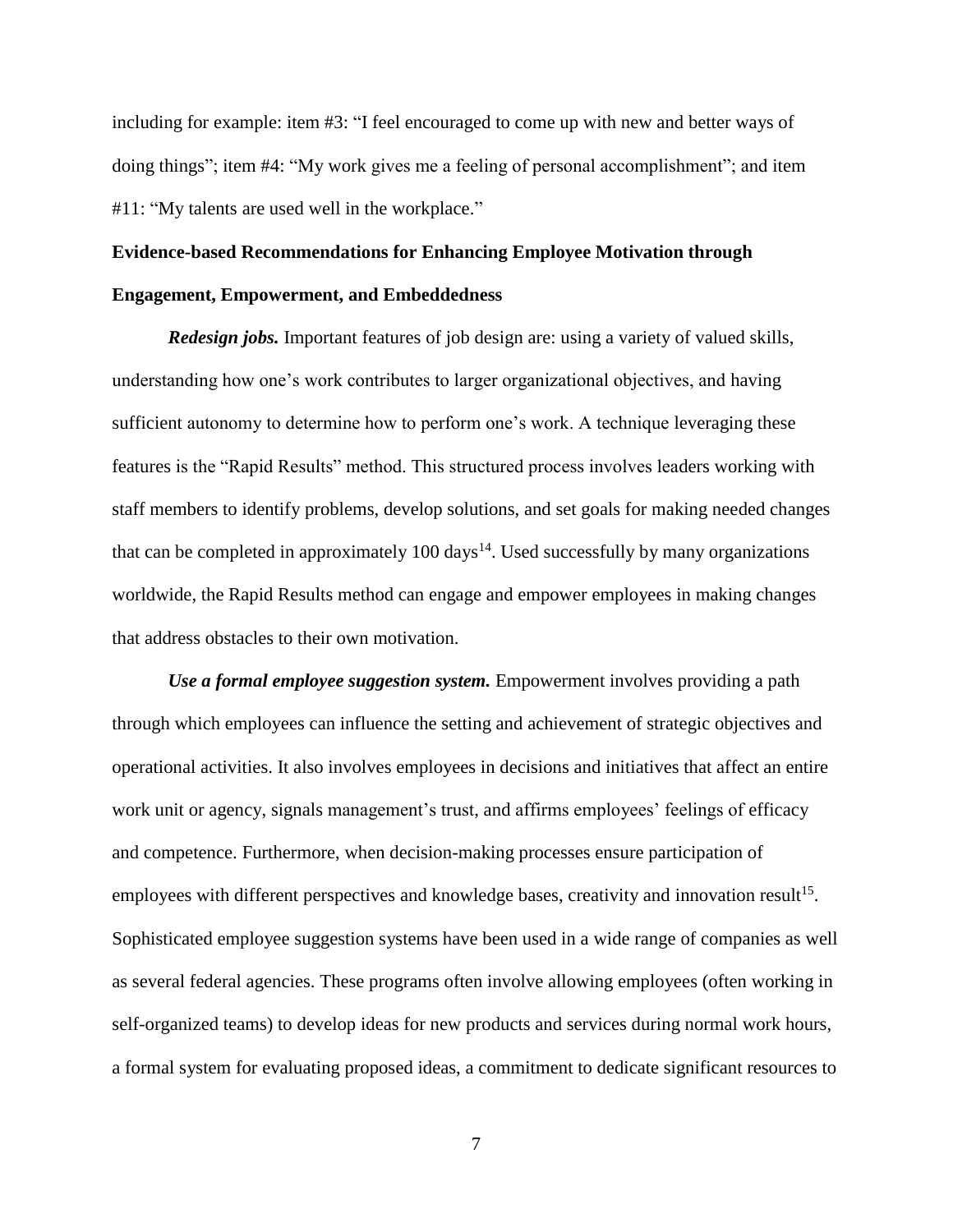including for example: item #3: "I feel encouraged to come up with new and better ways of doing things"; item #4: "My work gives me a feeling of personal accomplishment"; and item #11: "My talents are used well in the workplace."

## Evidence-based Recommendations for Enhancing Employee Motivation through Engagement, Empowerment, and Embeddedness

***Redesign jobs.*** Important features of job design are: using a variety of valued skills, understanding how one's work contributes to larger organizational objectives, and having sufficient autonomy to determine how to perform one's work. A technique leveraging these features is the "Rapid Results" method. This structured process involves leaders working with staff members to identify problems, develop solutions, and set goals for making needed changes that can be completed in approximately 100 days[14]. Used successfully by many organizations worldwide, the Rapid Results method can engage and empower employees in making changes that address obstacles to their own motivation.

***Use a formal employee suggestion system.*** Empowerment involves providing a path through which employees can influence the setting and achievement of strategic objectives and operational activities. It also involves employees in decisions and initiatives that affect an entire work unit or agency, signals management's trust, and affirms employees' feelings of efficacy and competence. Furthermore, when decision-making processes ensure participation of employees with different perspectives and knowledge bases, creativity and innovation result[15]. Sophisticated employee suggestion systems have been used in a wide range of companies as well as several federal agencies. These programs often involve allowing employees (often working in self-organized teams) to develop ideas for new products and services during normal work hours, a formal system for evaluating proposed ideas, a commitment to dedicate significant resources to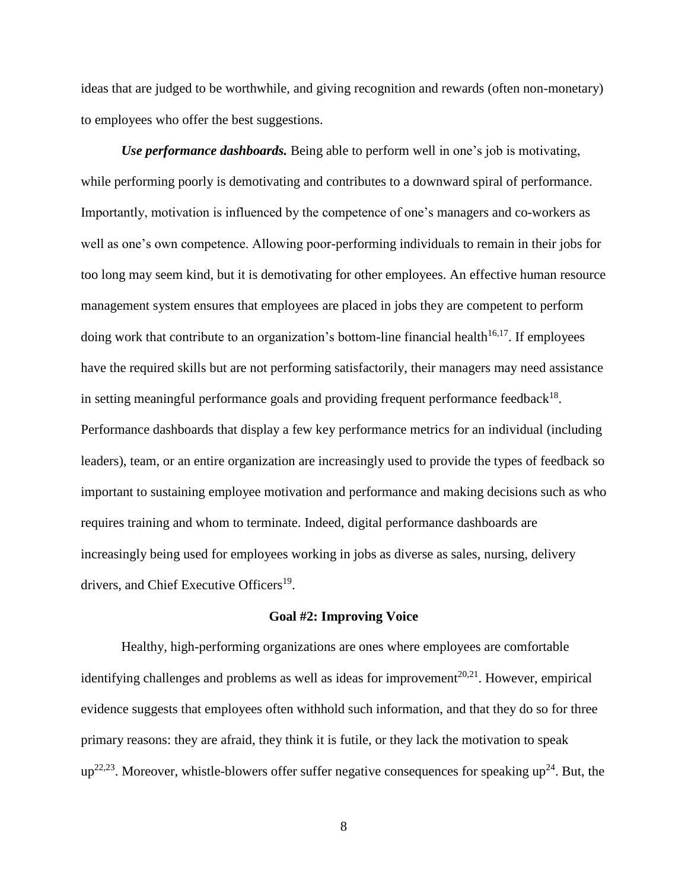ideas that are judged to be worthwhile, and giving recognition and rewards (often non-monetary) to employees who offer the best suggestions.

***Use performance dashboards.*** Being able to perform well in one's job is motivating, while performing poorly is demotivating and contributes to a downward spiral of performance. Importantly, motivation is influenced by the competence of one's managers and co-workers as well as one's own competence. Allowing poor-performing individuals to remain in their jobs for too long may seem kind, but it is demotivating for other employees. An effective human resource management system ensures that employees are placed in jobs they are competent to perform doing work that contribute to an organization's bottom-line financial health[16,17]. If employees have the required skills but are not performing satisfactorily, their managers may need assistance in setting meaningful performance goals and providing frequent performance feedback[18]. Performance dashboards that display a few key performance metrics for an individual (including leaders), team, or an entire organization are increasingly used to provide the types of feedback so important to sustaining employee motivation and performance and making decisions such as who requires training and whom to terminate. Indeed, digital performance dashboards are increasingly being used for employees working in jobs as diverse as sales, nursing, delivery drivers, and Chief Executive Officers[19].

## Goal #2: Improving Voice

Healthy, high-performing organizations are ones where employees are comfortable identifying challenges and problems as well as ideas for improvement[20,21]. However, empirical evidence suggests that employees often withhold such information, and that they do so for three primary reasons: they are afraid, they think it is futile, or they lack the motivation to speak up[22,23]. Moreover, whistle-blowers offer suffer negative consequences for speaking up[24]. But, the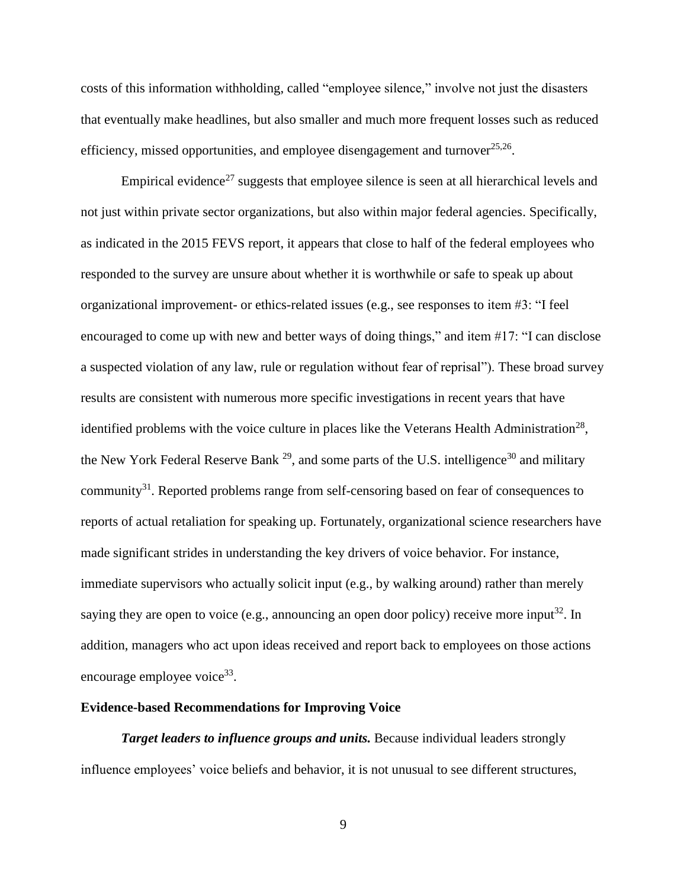costs of this information withholding, called "employee silence," involve not just the disasters that eventually make headlines, but also smaller and much more frequent losses such as reduced efficiency, missed opportunities, and employee disengagement and turnover[25,26].

Empirical evidence[27] suggests that employee silence is seen at all hierarchical levels and not just within private sector organizations, but also within major federal agencies. Specifically, as indicated in the 2015 FEVS report, it appears that close to half of the federal employees who responded to the survey are unsure about whether it is worthwhile or safe to speak up about organizational improvement- or ethics-related issues (e.g., see responses to item #3: "I feel encouraged to come up with new and better ways of doing things," and item #17: "I can disclose a suspected violation of any law, rule or regulation without fear of reprisal"). These broad survey results are consistent with numerous more specific investigations in recent years that have identified problems with the voice culture in places like the Veterans Health Administration[28], the New York Federal Reserve Bank [29], and some parts of the U.S. intelligence[30] and military community[31]. Reported problems range from self-censoring based on fear of consequences to reports of actual retaliation for speaking up. Fortunately, organizational science researchers have made significant strides in understanding the key drivers of voice behavior. For instance, immediate supervisors who actually solicit input (e.g., by walking around) rather than merely saying they are open to voice (e.g., announcing an open door policy) receive more input[32]. In addition, managers who act upon ideas received and report back to employees on those actions encourage employee voice[33].

### Evidence-based Recommendations for Improving Voice

***Target leaders to influence groups and units.*** Because individual leaders strongly influence employees' voice beliefs and behavior, it is not unusual to see different structures,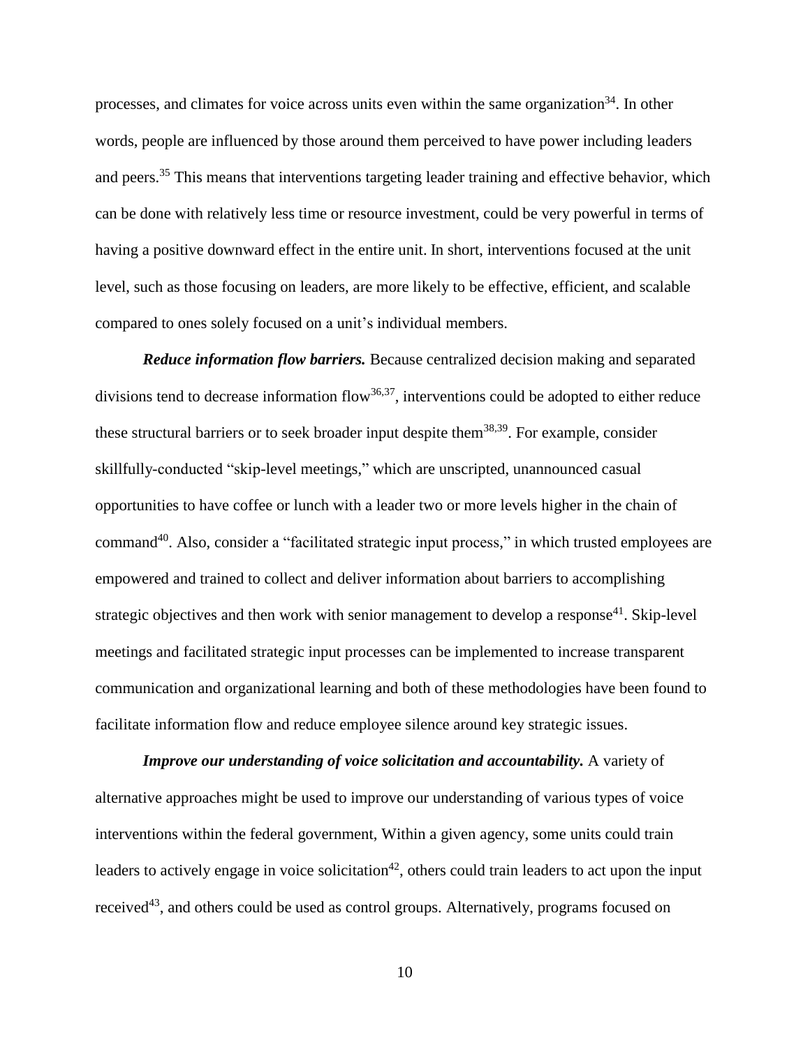processes, and climates for voice across units even within the same organization[34]. In other words, people are influenced by those around them perceived to have power including leaders and peers.[35] This means that interventions targeting leader training and effective behavior, which can be done with relatively less time or resource investment, could be very powerful in terms of having a positive downward effect in the entire unit. In short, interventions focused at the unit level, such as those focusing on leaders, are more likely to be effective, efficient, and scalable compared to ones solely focused on a unit's individual members.

***Reduce information flow barriers.*** Because centralized decision making and separated divisions tend to decrease information flow[36,37], interventions could be adopted to either reduce these structural barriers or to seek broader input despite them[38,39]. For example, consider skillfully-conducted "skip-level meetings," which are unscripted, unannounced casual opportunities to have coffee or lunch with a leader two or more levels higher in the chain of command[40]. Also, consider a "facilitated strategic input process," in which trusted employees are empowered and trained to collect and deliver information about barriers to accomplishing strategic objectives and then work with senior management to develop a response[41]. Skip-level meetings and facilitated strategic input processes can be implemented to increase transparent communication and organizational learning and both of these methodologies have been found to facilitate information flow and reduce employee silence around key strategic issues.

***Improve our understanding of voice solicitation and accountability.*** A variety of alternative approaches might be used to improve our understanding of various types of voice interventions within the federal government, Within a given agency, some units could train leaders to actively engage in voice solicitation[42], others could train leaders to act upon the input received[43], and others could be used as control groups. Alternatively, programs focused on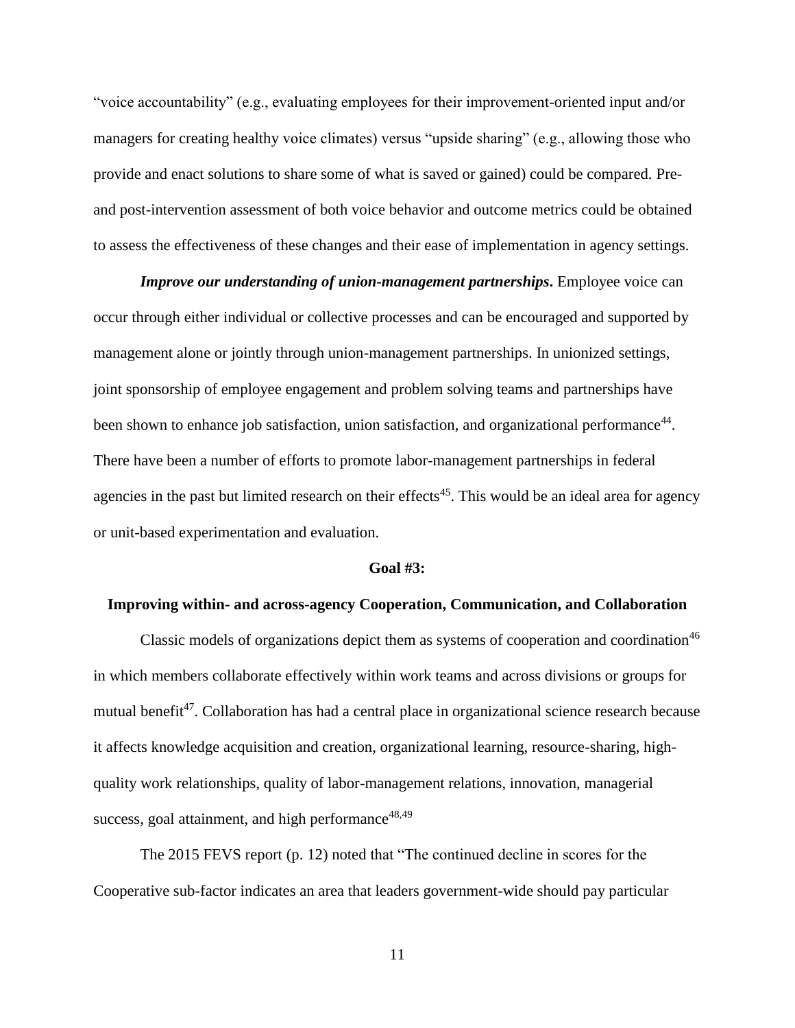"voice accountability" (e.g., evaluating employees for their improvement-oriented input and/or managers for creating healthy voice climates) versus "upside sharing" (e.g., allowing those who provide and enact solutions to share some of what is saved or gained) could be compared. Pre- and post-intervention assessment of both voice behavior and outcome metrics could be obtained to assess the effectiveness of these changes and their ease of implementation in agency settings.

***Improve our understanding of union-management partnerships.*** Employee voice can occur through either individual or collective processes and can be encouraged and supported by management alone or jointly through union-management partnerships. In unionized settings, joint sponsorship of employee engagement and problem solving teams and partnerships have been shown to enhance job satisfaction, union satisfaction, and organizational performance[44]. There have been a number of efforts to promote labor-management partnerships in federal agencies in the past but limited research on their effects[45]. This would be an ideal area for agency or unit-based experimentation and evaluation.

## Goal #3:

## Improving within- and across-agency Cooperation, Communication, and Collaboration

Classic models of organizations depict them as systems of cooperation and coordination[46] in which members collaborate effectively within work teams and across divisions or groups for mutual benefit[47]. Collaboration has had a central place in organizational science research because it affects knowledge acquisition and creation, organizational learning, resource-sharing, high-quality work relationships, quality of labor-management relations, innovation, managerial success, goal attainment, and high performance[48,49]

The 2015 FEVS report (p. 12) noted that "The continued decline in scores for the Cooperative sub-factor indicates an area that leaders government-wide should pay particular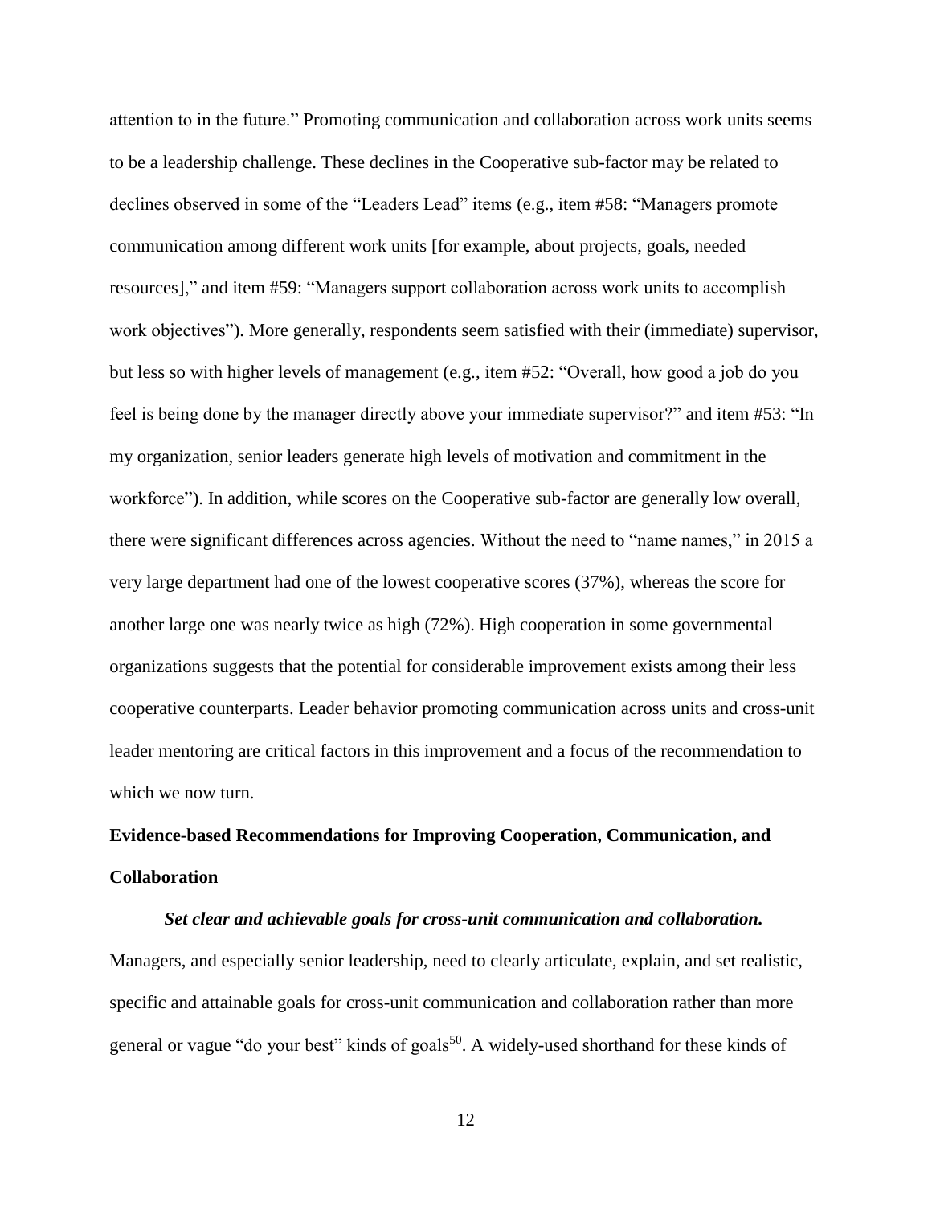attention to in the future." Promoting communication and collaboration across work units seems to be a leadership challenge. These declines in the Cooperative sub-factor may be related to declines observed in some of the "Leaders Lead" items (e.g., item #58: "Managers promote communication among different work units [for example, about projects, goals, needed resources]," and item #59: "Managers support collaboration across work units to accomplish work objectives"). More generally, respondents seem satisfied with their (immediate) supervisor, but less so with higher levels of management (e.g., item #52: "Overall, how good a job do you feel is being done by the manager directly above your immediate supervisor?" and item #53: "In my organization, senior leaders generate high levels of motivation and commitment in the workforce"). In addition, while scores on the Cooperative sub-factor are generally low overall, there were significant differences across agencies. Without the need to "name names," in 2015 a very large department had one of the lowest cooperative scores (37%), whereas the score for another large one was nearly twice as high (72%). High cooperation in some governmental organizations suggests that the potential for considerable improvement exists among their less cooperative counterparts. Leader behavior promoting communication across units and cross-unit leader mentoring are critical factors in this improvement and a focus of the recommendation to which we now turn.

## Evidence-based Recommendations for Improving Cooperation, Communication, and Collaboration

***Set clear and achievable goals for cross-unit communication and collaboration.*** Managers, and especially senior leadership, need to clearly articulate, explain, and set realistic, specific and attainable goals for cross-unit communication and collaboration rather than more general or vague "do your best" kinds of goals[50]. A widely-used shorthand for these kinds of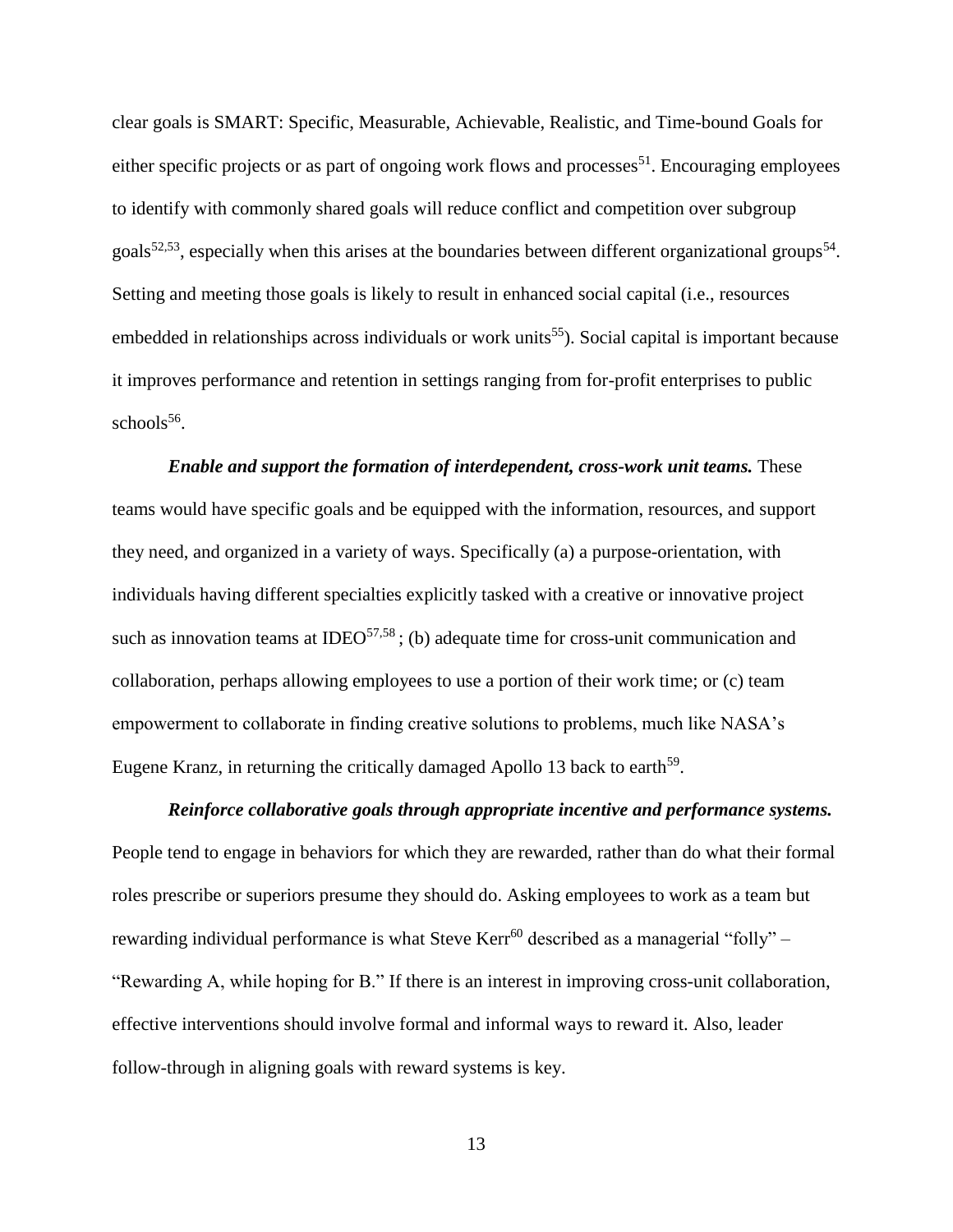clear goals is SMART: Specific, Measurable, Achievable, Realistic, and Time-bound Goals for either specific projects or as part of ongoing work flows and processes[51]. Encouraging employees to identify with commonly shared goals will reduce conflict and competition over subgroup goals[52,53], especially when this arises at the boundaries between different organizational groups[54]. Setting and meeting those goals is likely to result in enhanced social capital (i.e., resources embedded in relationships across individuals or work units[55]). Social capital is important because it improves performance and retention in settings ranging from for-profit enterprises to public schools[56].

***Enable and support the formation of interdependent, cross-work unit teams.*** These teams would have specific goals and be equipped with the information, resources, and support they need, and organized in a variety of ways. Specifically (a) a purpose-orientation, with individuals having different specialties explicitly tasked with a creative or innovative project such as innovation teams at IDEO[57,58]; (b) adequate time for cross-unit communication and collaboration, perhaps allowing employees to use a portion of their work time; or (c) team empowerment to collaborate in finding creative solutions to problems, much like NASA's Eugene Kranz, in returning the critically damaged Apollo 13 back to earth[59].

***Reinforce collaborative goals through appropriate incentive and performance systems.*** People tend to engage in behaviors for which they are rewarded, rather than do what their formal roles prescribe or superiors presume they should do. Asking employees to work as a team but rewarding individual performance is what Steve Kerr[60] described as a managerial "folly" – "Rewarding A, while hoping for B." If there is an interest in improving cross-unit collaboration, effective interventions should involve formal and informal ways to reward it. Also, leader follow-through in aligning goals with reward systems is key.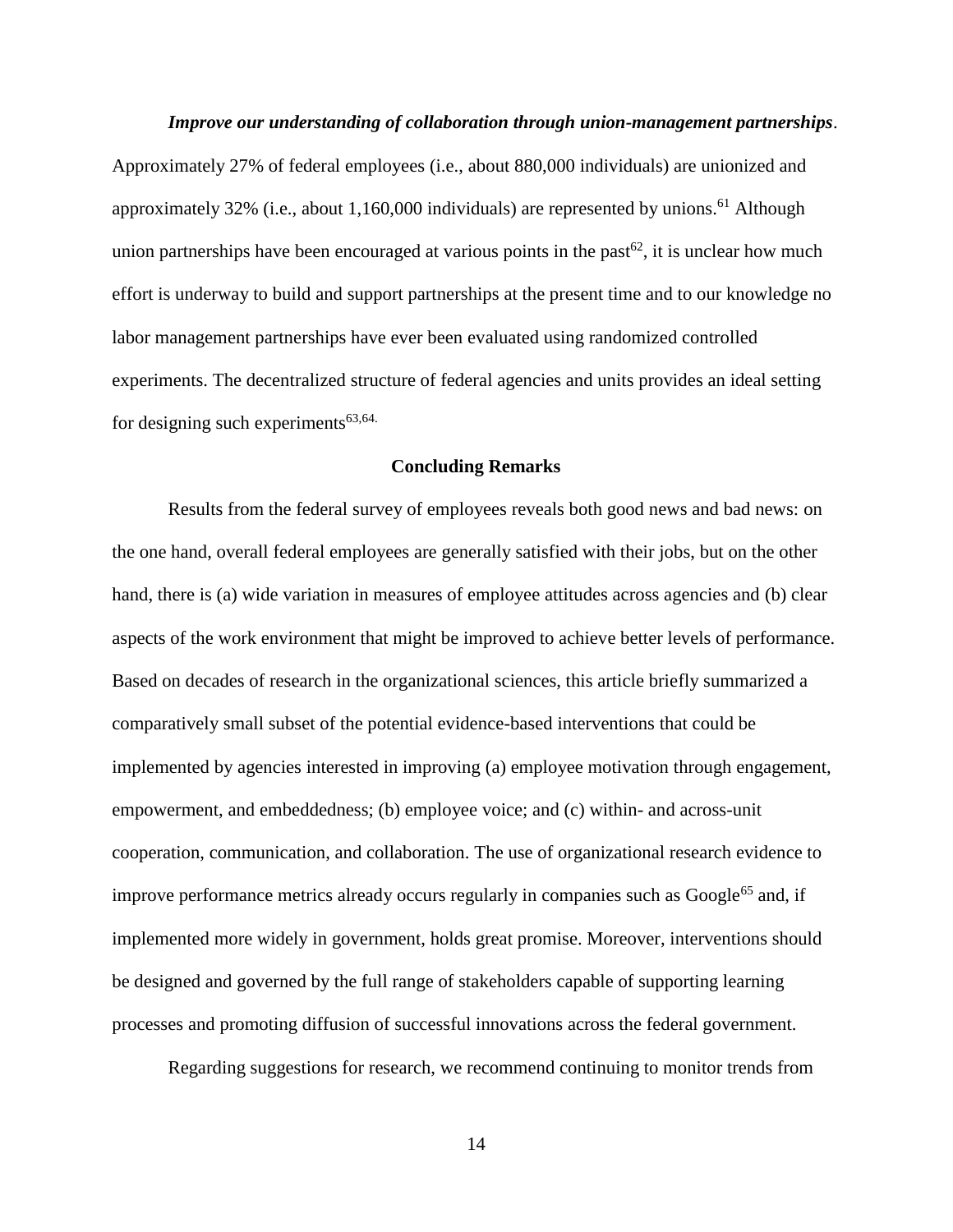*Improve our understanding of collaboration through union-management partnerships*. Approximately 27% of federal employees (i.e., about 880,000 individuals) are unionized and approximately 32% (i.e., about 1,160,000 individuals) are represented by unions.[61] Although union partnerships have been encouraged at various points in the past[62], it is unclear how much effort is underway to build and support partnerships at the present time and to our knowledge no labor management partnerships have ever been evaluated using randomized controlled experiments. The decentralized structure of federal agencies and units provides an ideal setting for designing such experiments[63,64].

## Concluding Remarks

Results from the federal survey of employees reveals both good news and bad news: on the one hand, overall federal employees are generally satisfied with their jobs, but on the other hand, there is (a) wide variation in measures of employee attitudes across agencies and (b) clear aspects of the work environment that might be improved to achieve better levels of performance. Based on decades of research in the organizational sciences, this article briefly summarized a comparatively small subset of the potential evidence-based interventions that could be implemented by agencies interested in improving (a) employee motivation through engagement, empowerment, and embeddedness; (b) employee voice; and (c) within- and across-unit cooperation, communication, and collaboration. The use of organizational research evidence to improve performance metrics already occurs regularly in companies such as Google[65] and, if implemented more widely in government, holds great promise. Moreover, interventions should be designed and governed by the full range of stakeholders capable of supporting learning processes and promoting diffusion of successful innovations across the federal government.

Regarding suggestions for research, we recommend continuing to monitor trends from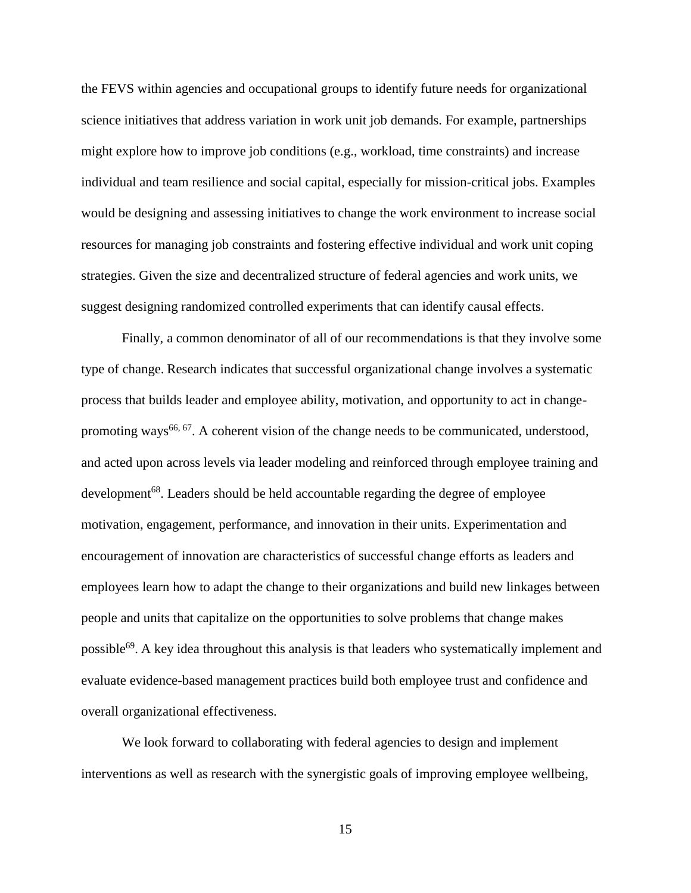the FEVS within agencies and occupational groups to identify future needs for organizational science initiatives that address variation in work unit job demands. For example, partnerships might explore how to improve job conditions (e.g., workload, time constraints) and increase individual and team resilience and social capital, especially for mission-critical jobs. Examples would be designing and assessing initiatives to change the work environment to increase social resources for managing job constraints and fostering effective individual and work unit coping strategies. Given the size and decentralized structure of federal agencies and work units, we suggest designing randomized controlled experiments that can identify causal effects.

Finally, a common denominator of all of our recommendations is that they involve some type of change. Research indicates that successful organizational change involves a systematic process that builds leader and employee ability, motivation, and opportunity to act in change-promoting ways[66, 67]. A coherent vision of the change needs to be communicated, understood, and acted upon across levels via leader modeling and reinforced through employee training and development[68]. Leaders should be held accountable regarding the degree of employee motivation, engagement, performance, and innovation in their units. Experimentation and encouragement of innovation are characteristics of successful change efforts as leaders and employees learn how to adapt the change to their organizations and build new linkages between people and units that capitalize on the opportunities to solve problems that change makes possible[69]. A key idea throughout this analysis is that leaders who systematically implement and evaluate evidence-based management practices build both employee trust and confidence and overall organizational effectiveness.

We look forward to collaborating with federal agencies to design and implement interventions as well as research with the synergistic goals of improving employee wellbeing,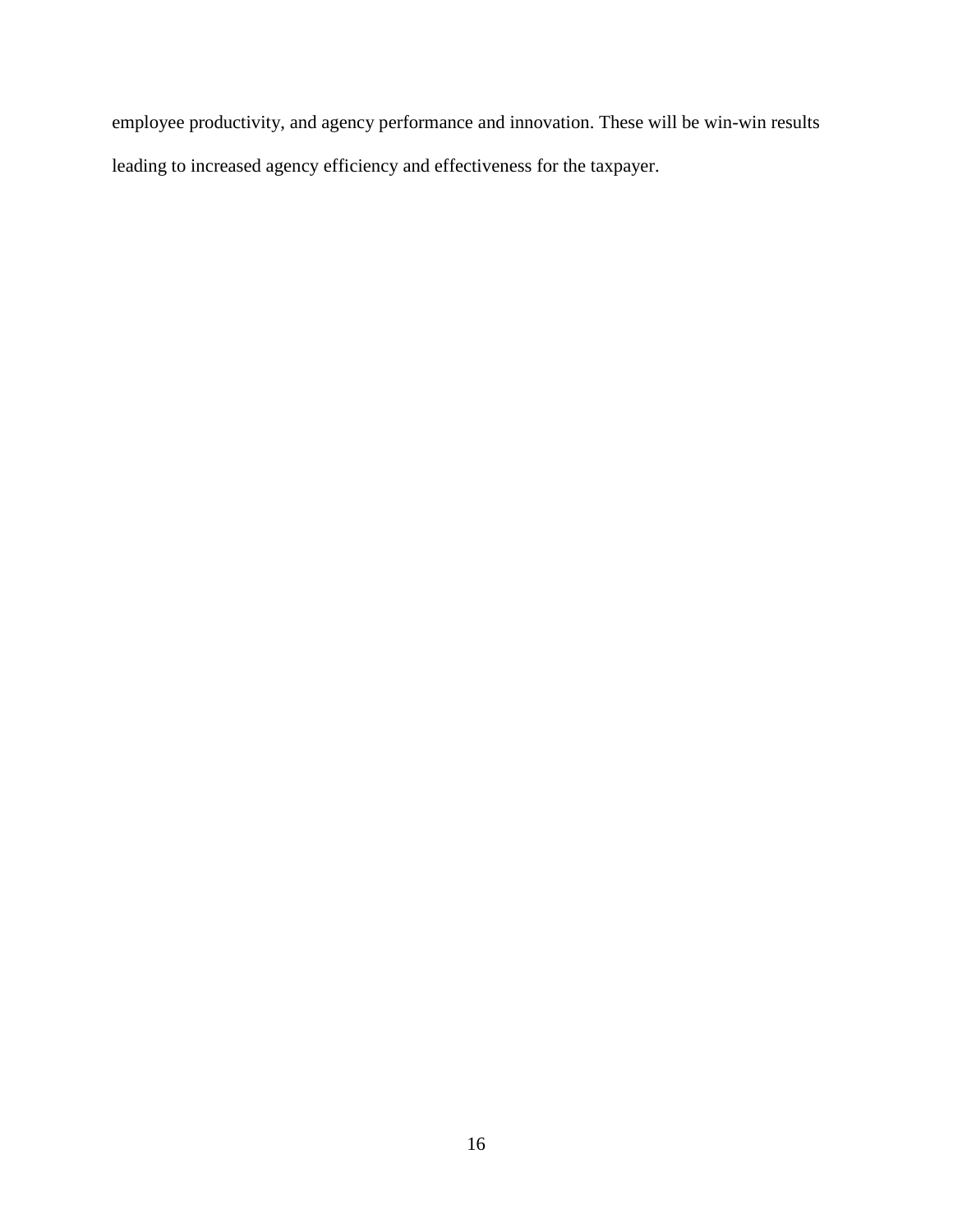employee productivity, and agency performance and innovation. These will be win-win results leading to increased agency efficiency and effectiveness for the taxpayer.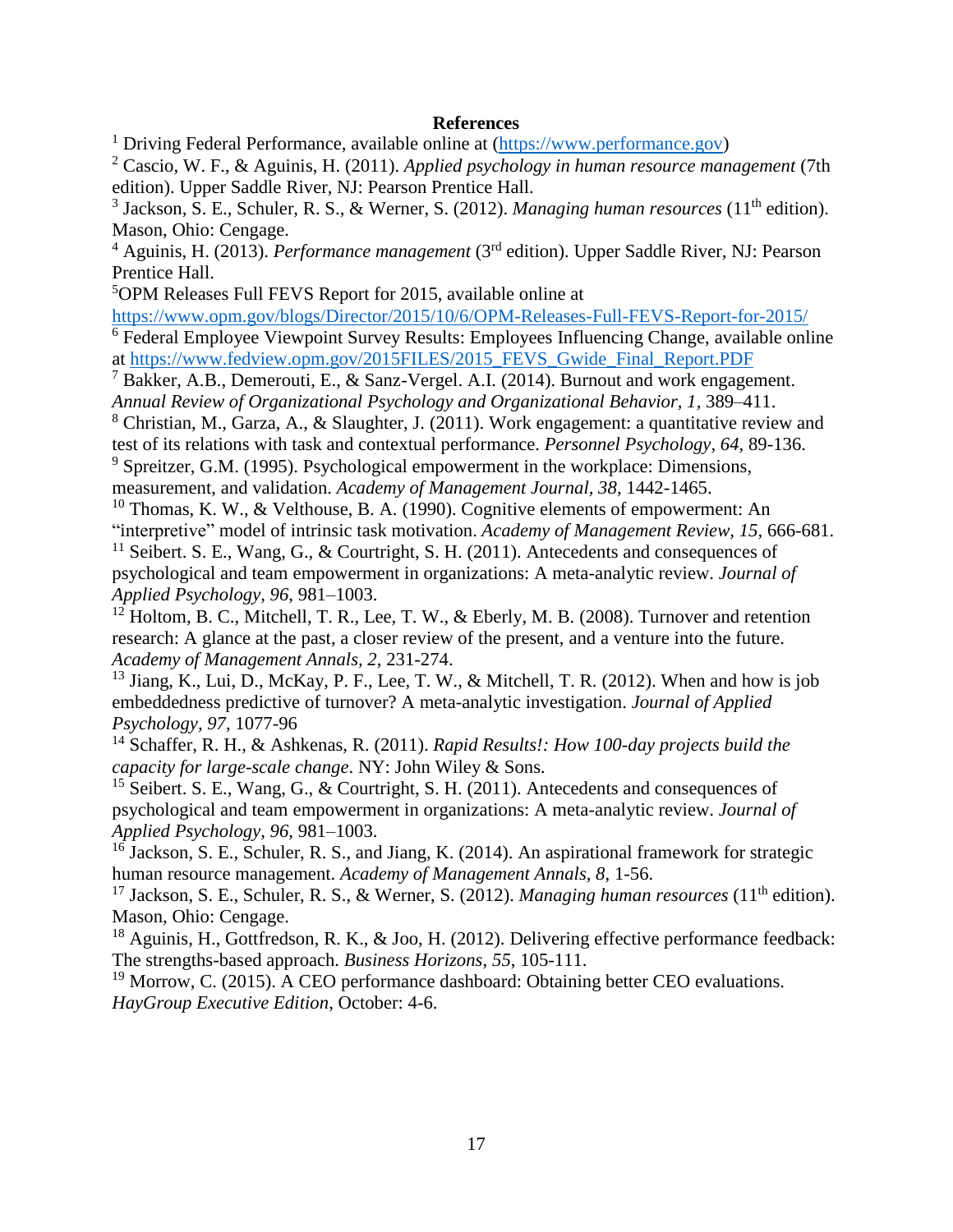# References

[1] Driving Federal Performance, available online at (https://www.performance.gov)

[2] Cascio, W. F., & Aguinis, H. (2011). *Applied psychology in human resource management* (7th edition). Upper Saddle River, NJ: Pearson Prentice Hall.

[3] Jackson, S. E., Schuler, R. S., & Werner, S. (2012). *Managing human resources* (11th edition). Mason, Ohio: Cengage.

[4] Aguinis, H. (2013). *Performance management* (3rd edition). Upper Saddle River, NJ: Pearson Prentice Hall.

[5] OPM Releases Full FEVS Report for 2015, available online at https://www.opm.gov/blogs/Director/2015/10/6/OPM-Releases-Full-FEVS-Report-for-2015/

[6] Federal Employee Viewpoint Survey Results: Employees Influencing Change, available online at https://www.fedview.opm.gov/2015FILES/2015_FEVS_Gwide_Final_Report.PDF

[7] Bakker, A.B., Demerouti, E., & Sanz-Vergel. A.I. (2014). Burnout and work engagement. *Annual Review of Organizational Psychology and Organizational Behavior, 1*, 389–411.

[8] Christian, M., Garza, A., & Slaughter, J. (2011). Work engagement: a quantitative review and test of its relations with task and contextual performance. *Personnel Psychology, 64*, 89-136.

[9] Spreitzer, G.M. (1995). Psychological empowerment in the workplace: Dimensions, measurement, and validation. *Academy of Management Journal, 38*, 1442-1465.

[10] Thomas, K. W., & Velthouse, B. A. (1990). Cognitive elements of empowerment: An "interpretive" model of intrinsic task motivation. *Academy of Management Review, 15*, 666-681.

[11] Seibert. S. E., Wang, G., & Courtright, S. H. (2011). Antecedents and consequences of psychological and team empowerment in organizations: A meta-analytic review. *Journal of Applied Psychology, 96*, 981–1003.

[12] Holtom, B. C., Mitchell, T. R., Lee, T. W., & Eberly, M. B. (2008). Turnover and retention research: A glance at the past, a closer review of the present, and a venture into the future. *Academy of Management Annals, 2*, 231-274.

[13] Jiang, K., Lui, D., McKay, P. F., Lee, T. W., & Mitchell, T. R. (2012). When and how is job embeddedness predictive of turnover? A meta-analytic investigation. *Journal of Applied Psychology, 97*, 1077-96

[14] Schaffer, R. H., & Ashkenas, R. (2011). *Rapid Results!: How 100-day projects build the capacity for large-scale change*. NY: John Wiley & Sons.

[15] Seibert. S. E., Wang, G., & Courtright, S. H. (2011). Antecedents and consequences of psychological and team empowerment in organizations: A meta-analytic review. *Journal of Applied Psychology, 96*, 981–1003.

[16] Jackson, S. E., Schuler, R. S., and Jiang, K. (2014). An aspirational framework for strategic human resource management. *Academy of Management Annals, 8*, 1-56.

[17] Jackson, S. E., Schuler, R. S., & Werner, S. (2012). *Managing human resources* (11th edition). Mason, Ohio: Cengage.

[18] Aguinis, H., Gottfredson, R. K., & Joo, H. (2012). Delivering effective performance feedback: The strengths-based approach. *Business Horizons, 55*, 105-111.

[19] Morrow, C. (2015). A CEO performance dashboard: Obtaining better CEO evaluations. *HayGroup Executive Edition*, October: 4-6.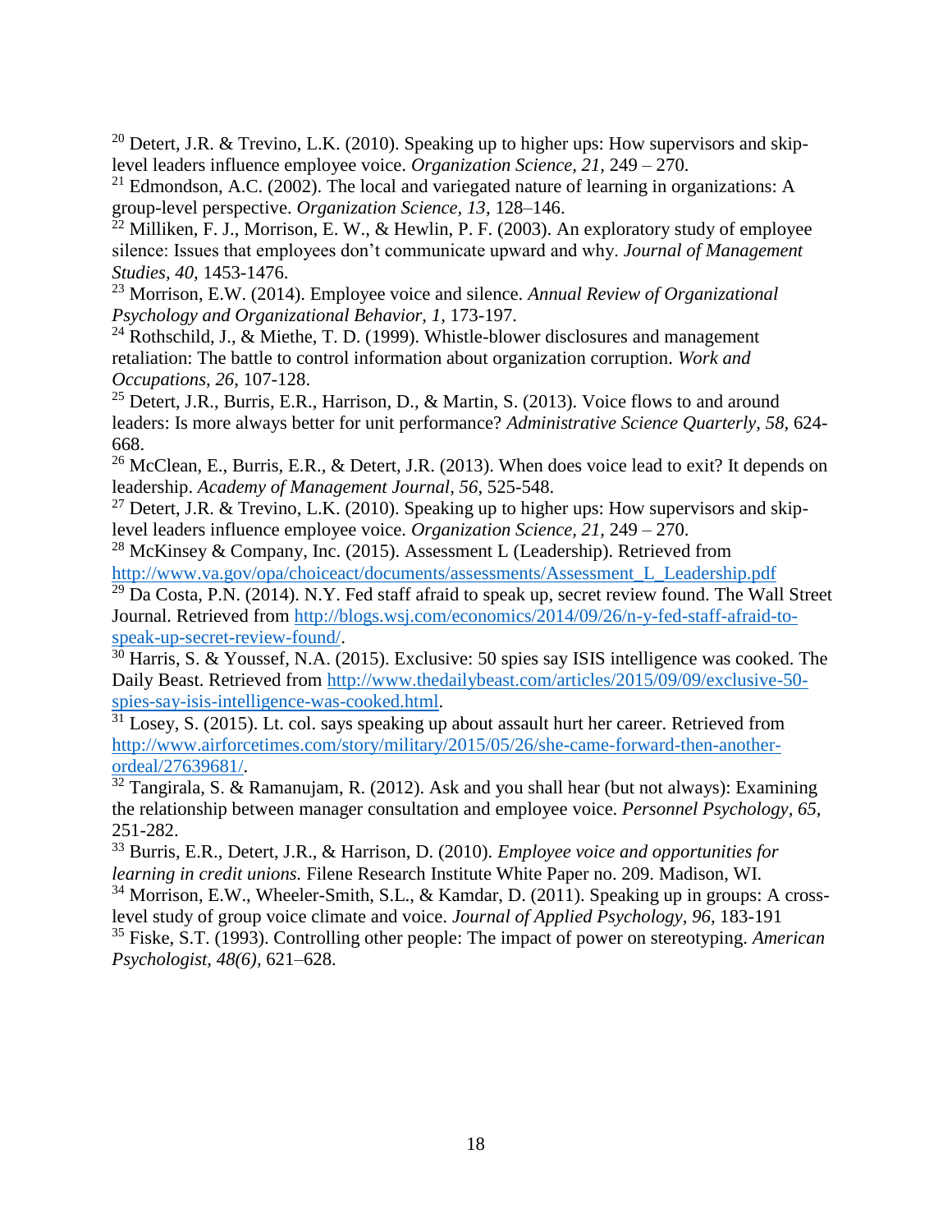[20] Detert, J.R. & Trevino, L.K. (2010). Speaking up to higher ups: How supervisors and skip-level leaders influence employee voice. *Organization Science, 21,* 249 – 270.

[21] Edmondson, A.C. (2002). The local and variegated nature of learning in organizations: A group-level perspective. *Organization Science, 13*, 128–146.

[22] Milliken, F. J., Morrison, E. W., & Hewlin, P. F. (2003). An exploratory study of employee silence: Issues that employees don't communicate upward and why. *Journal of Management Studies*, *40,* 1453-1476.

[23] Morrison, E.W. (2014). Employee voice and silence. *Annual Review of Organizational Psychology and Organizational Behavior, 1,* 173-197.

[24] Rothschild, J., & Miethe, T. D. (1999). Whistle-blower disclosures and management retaliation: The battle to control information about organization corruption. *Work and Occupations, 26*, 107-128.

[25] Detert, J.R., Burris, E.R., Harrison, D., & Martin, S. (2013). Voice flows to and around leaders: Is more always better for unit performance? *Administrative Science Quarterly, 58,* 624-668.

[26] McClean, E., Burris, E.R., & Detert, J.R. (2013). When does voice lead to exit? It depends on leadership. *Academy of Management Journal*, *56*, 525-548.

[27] Detert, J.R. & Trevino, L.K. (2010). Speaking up to higher ups: How supervisors and skip-level leaders influence employee voice. *Organization Science, 21,* 249 – 270.

[28] McKinsey & Company, Inc. (2015). Assessment L (Leadership). Retrieved from http://www.va.gov/opa/choiceact/documents/assessments/Assessment_L_Leadership.pdf

[29] Da Costa, P.N. (2014). N.Y. Fed staff afraid to speak up, secret review found. The Wall Street Journal. Retrieved from http://blogs.wsj.com/economics/2014/09/26/n-y-fed-staff-afraid-to-speak-up-secret-review-found/.

[30] Harris, S. & Youssef, N.A. (2015). Exclusive: 50 spies say ISIS intelligence was cooked. The Daily Beast. Retrieved from http://www.thedailybeast.com/articles/2015/09/09/exclusive-50-spies-say-isis-intelligence-was-cooked.html.

[31] Losey, S. (2015). Lt. col. says speaking up about assault hurt her career. Retrieved from http://www.airforcetimes.com/story/military/2015/05/26/she-came-forward-then-another-ordeal/27639681/.

[32] Tangirala, S. & Ramanujam, R. (2012). Ask and you shall hear (but not always): Examining the relationship between manager consultation and employee voice. *Personnel Psychology, 65,* 251-282.

[33] Burris, E.R., Detert, J.R., & Harrison, D. (2010). *Employee voice and opportunities for learning in credit unions.* Filene Research Institute White Paper no. 209. Madison, WI.

[34] Morrison, E.W., Wheeler-Smith, S.L., & Kamdar, D. (2011). Speaking up in groups: A cross-level study of group voice climate and voice. *Journal of Applied Psychology, 96,* 183-191

[35] Fiske, S.T. (1993). Controlling other people: The impact of power on stereotyping. *American Psychologist, 48(6),* 621–628.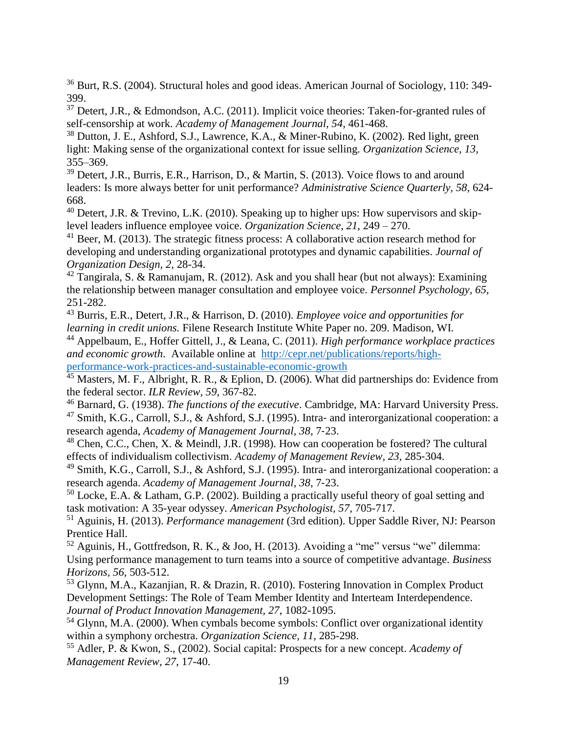[36] Burt, R.S. (2004). Structural holes and good ideas. American Journal of Sociology, 110: 349-399.

[37] Detert, J.R., & Edmondson, A.C. (2011). Implicit voice theories: Taken-for-granted rules of self-censorship at work. *Academy of Management Journal, 54,* 461-468.

[38] Dutton, J. E., Ashford, S.J., Lawrence, K.A., & Miner-Rubino, K. (2002). Red light, green light: Making sense of the organizational context for issue selling. *Organization Science, 13,* 355–369.

[39] Detert, J.R., Burris, E.R., Harrison, D., & Martin, S. (2013). Voice flows to and around leaders: Is more always better for unit performance? *Administrative Science Quarterly, 58,* 624-668.

[40] Detert, J.R. & Trevino, L.K. (2010). Speaking up to higher ups: How supervisors and skip-level leaders influence employee voice. *Organization Science, 21*, 249 – 270.

[41] Beer, M. (2013). The strategic fitness process: A collaborative action research method for developing and understanding organizational prototypes and dynamic capabilities. *Journal of Organization Design, 2,* 28-34.

[42] Tangirala, S. & Ramanujam, R. (2012). Ask and you shall hear (but not always): Examining the relationship between manager consultation and employee voice. *Personnel Psychology, 65,* 251-282.

[43] Burris, E.R., Detert, J.R., & Harrison, D. (2010). *Employee voice and opportunities for learning in credit unions.* Filene Research Institute White Paper no. 209. Madison, WI.

[44] Appelbaum, E., Hoffer Gittell, J., & Leana, C. (2011). *High performance workplace practices and economic growth.* Available online at [http://cepr.net/publications/reports/high-performance-work-practices-and-sustainable-economic-growth](http://cepr.net/publications/reports/high-performance-work-practices-and-sustainable-economic-growth)

[45] Masters, M. F., Albright, R. R., & Eplion, D. (2006). What did partnerships do: Evidence from the federal sector. *ILR Review*, *59*, 367-82.

[46] Barnard, G. (1938). *The functions of the executive*. Cambridge, MA: Harvard University Press.

[47] Smith, K.G., Carroll, S.J., & Ashford, S.J. (1995). Intra- and interorganizational cooperation: a research agenda, *Academy of Management Journal, 38,* 7-23.

[48] Chen, C.C., Chen, X. & Meindl, J.R. (1998). How can cooperation be fostered? The cultural effects of individualism collectivism. *Academy of Management Review, 23,* 285-304.

[49] Smith, K.G., Carroll, S.J., & Ashford, S.J. (1995). Intra- and interorganizational cooperation: a research agenda. *Academy of Management Journal, 38,* 7-23.

[50] Locke, E.A. & Latham, G.P. (2002). Building a practically useful theory of goal setting and task motivation: A 35-year odyssey. *American Psychologist, 57,* 705-717.

[51] Aguinis, H. (2013). *Performance management* (3rd edition). Upper Saddle River, NJ: Pearson Prentice Hall.

[52] Aguinis, H., Gottfredson, R. K., & Joo, H. (2013). Avoiding a "me" versus "we" dilemma: Using performance management to turn teams into a source of competitive advantage. *Business Horizons, 56,* 503-512.

[53] Glynn, M.A., Kazanjian, R. & Drazin, R. (2010). Fostering Innovation in Complex Product Development Settings: The Role of Team Member Identity and Interteam Interdependence. *Journal of Product Innovation Management, 27,* 1082-1095.

[54] Glynn, M.A. (2000). When cymbals become symbols: Conflict over organizational identity within a symphony orchestra. *Organization Science, 11,* 285-298.

[55] Adler, P. & Kwon, S., (2002). Social capital: Prospects for a new concept. *Academy of Management Review, 27,* 17-40.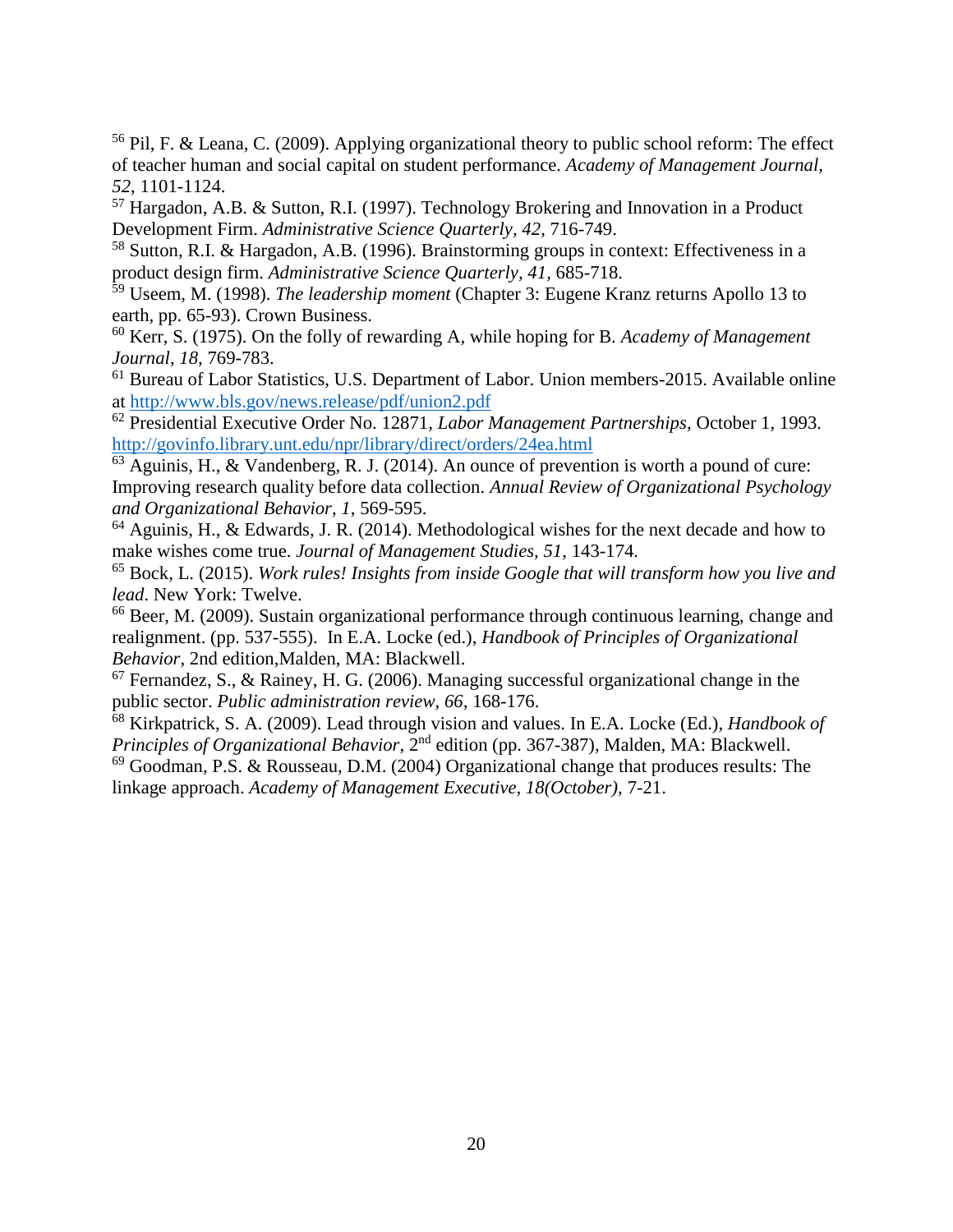[56] Pil, F. & Leana, C. (2009). Applying organizational theory to public school reform: The effect of teacher human and social capital on student performance. *Academy of Management Journal, 52*, 1101-1124.
[57] Hargadon, A.B. & Sutton, R.I. (1997). Technology Brokering and Innovation in a Product Development Firm. *Administrative Science Quarterly, 42,* 716-749.
[58] Sutton, R.I. & Hargadon, A.B. (1996). Brainstorming groups in context: Effectiveness in a product design firm. *Administrative Science Quarterly, 41,* 685-718.
[59] Useem, M. (1998). *The leadership moment* (Chapter 3: Eugene Kranz returns Apollo 13 to earth, pp. 65-93). Crown Business.
[60] Kerr, S. (1975). On the folly of rewarding A, while hoping for B. *Academy of Management Journal, 18,* 769-783.
[61] Bureau of Labor Statistics, U.S. Department of Labor. Union members-2015. Available online at http://www.bls.gov/news.release/pdf/union2.pdf
[62] Presidential Executive Order No. 12871, *Labor Management Partnerships*, October 1, 1993. http://govinfo.library.unt.edu/npr/library/direct/orders/24ea.html
[63] Aguinis, H., & Vandenberg, R. J. (2014). An ounce of prevention is worth a pound of cure: Improving research quality before data collection. *Annual Review of Organizational Psychology and Organizational Behavior, 1*, 569-595.
[64] Aguinis, H., & Edwards, J. R. (2014). Methodological wishes for the next decade and how to make wishes come true. *Journal of Management Studies, 51*, 143-174.
[65] Bock, L. (2015). *Work rules! Insights from inside Google that will transform how you live and lead*. New York: Twelve.
[66] Beer, M. (2009). Sustain organizational performance through continuous learning, change and realignment. (pp. 537-555). In E.A. Locke (ed.), *Handbook of Principles of Organizational Behavior*, 2nd edition,Malden, MA: Blackwell.
[67] Fernandez, S., & Rainey, H. G. (2006). Managing successful organizational change in the public sector. *Public administration review, 66,* 168-176.
[68] Kirkpatrick, S. A. (2009). Lead through vision and values. In E.A. Locke (Ed.), *Handbook of Principles of Organizational Behavior*, 2nd edition (pp. 367-387), Malden, MA: Blackwell.
[69] Goodman, P.S. & Rousseau, D.M. (2004) Organizational change that produces results: The linkage approach. *Academy of Management Executive, 18(October),* 7-21.